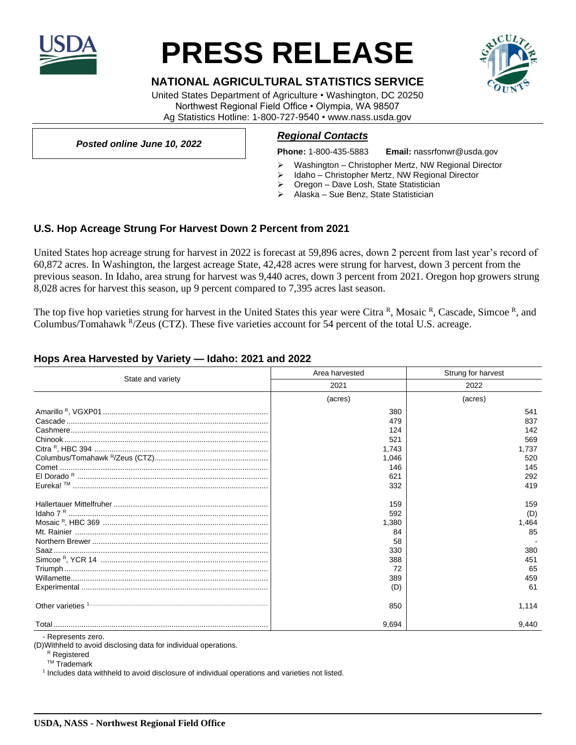# PRESS RELEASE

## NATIONAL AGRICULTURAL STATISTICS SERVICE

United States Department of Agriculture • Washington, DC 20250
Northwest Regional Field Office • Olympia, WA 98507
Ag Statistics Hotline: 1-800-727-9540 • www.nass.usda.gov

***Posted online June 10, 2022***

***Regional Contacts***

**Phone:** 1-800-435-5883 **Email:** nassrfonwr@usda.gov

- Washington – Christopher Mertz, NW Regional Director
- Idaho – Christopher Mertz, NW Regional Director
- Oregon – Dave Losh, State Statistician
- Alaska – Sue Benz, State Statistician

### U.S. Hop Acreage Strung For Harvest Down 2 Percent from 2021

United States hop acreage strung for harvest in 2022 is forecast at 59,896 acres, down 2 percent from last year's record of 60,872 acres. In Washington, the largest acreage State, 42,428 acres were strung for harvest, down 3 percent from the previous season. In Idaho, area strung for harvest was 9,440 acres, down 3 percent from 2021. Oregon hop growers strung 8,028 acres for harvest this season, up 9 percent compared to 7,395 acres last season.

The top five hop varieties strung for harvest in the United States this year were Citra [R], Mosaic [R], Cascade, Simcoe [R], and Columbus/Tomahawk [R]/Zeus (CTZ). These five varieties account for 54 percent of the total U.S. acreage.

### Hops Area Harvested by Variety — Idaho: 2021 and 2022

| State and variety | Area harvested | Strung for harvest |
|---|---|---|
| | 2021 | 2022 |
| | (acres) | (acres) |
| Amarillo [R], VGXP01 | 380 | 541 |
| Cascade | 479 | 837 |
| Cashmere | 124 | 142 |
| Chinook | 521 | 569 |
| Citra [R], HBC 394 | 1,743 | 1,737 |
| Columbus/Tomahawk [R]/Zeus (CTZ) | 1,046 | 520 |
| Comet | 146 | 145 |
| El Dorado [R] | 621 | 292 |
| Eureka! [TM] | 332 | 419 |
| Hallertauer Mittelfruher | 159 | 159 |
| Idaho 7 [R] | 592 | (D) |
| Mosaic [R], HBC 369 | 1,380 | 1,464 |
| Mt. Rainier | 84 | 85 |
| Northern Brewer | 58 | - |
| Saaz | 330 | 380 |
| Simcoe [R], YCR 14 | 388 | 451 |
| Triumph | 72 | 65 |
| Willamette | 389 | 459 |
| Experimental | (D) | 61 |
| Other varieties [1] | 850 | 1,114 |
| Total | 9,694 | 9,440 |

- Represents zero.
(D) Withheld to avoid disclosing data for individual operations.
[R] Registered
[TM] Trademark
[1] Includes data withheld to avoid disclosure of individual operations and varieties not listed.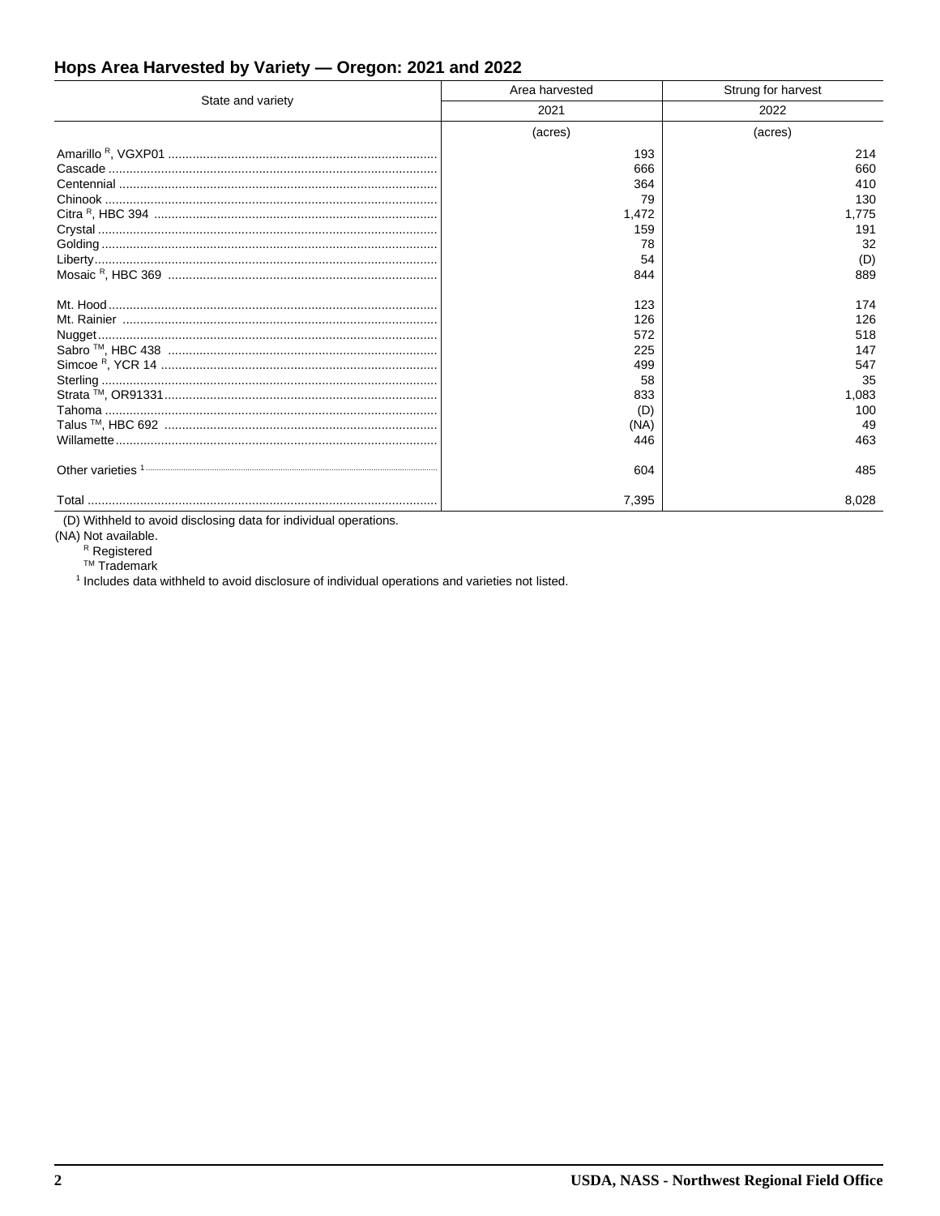## Hops Area Harvested by Variety — Oregon: 2021 and 2022

| State and variety | Area harvested | Strung for harvest |
|---|---|---|
| | 2021 | 2022 |
| | (acres) | (acres) |
| Amarillo R, VGXP01 | 193 | 214 |
| Cascade | 666 | 660 |
| Centennial | 364 | 410 |
| Chinook | 79 | 130 |
| Citra R, HBC 394 | 1,472 | 1,775 |
| Crystal | 159 | 191 |
| Golding | 78 | 32 |
| Liberty | 54 | (D) |
| Mosaic R, HBC 369 | 844 | 889 |
| Mt. Hood | 123 | 174 |
| Mt. Rainier | 126 | 126 |
| Nugget | 572 | 518 |
| Sabro TM, HBC 438 | 225 | 147 |
| Simcoe R, YCR 14 | 499 | 547 |
| Sterling | 58 | 35 |
| Strata TM, OR91331 | 833 | 1,083 |
| Tahoma | (D) | 100 |
| Talus TM, HBC 692 | (NA) | 49 |
| Willamette | 446 | 463 |
| Other varieties [1] | 604 | 485 |
| Total | 7,395 | 8,028 |

(D) Withheld to avoid disclosing data for individual operations.
(NA) Not available.
R Registered
TM Trademark
[1] Includes data withheld to avoid disclosure of individual operations and varieties not listed.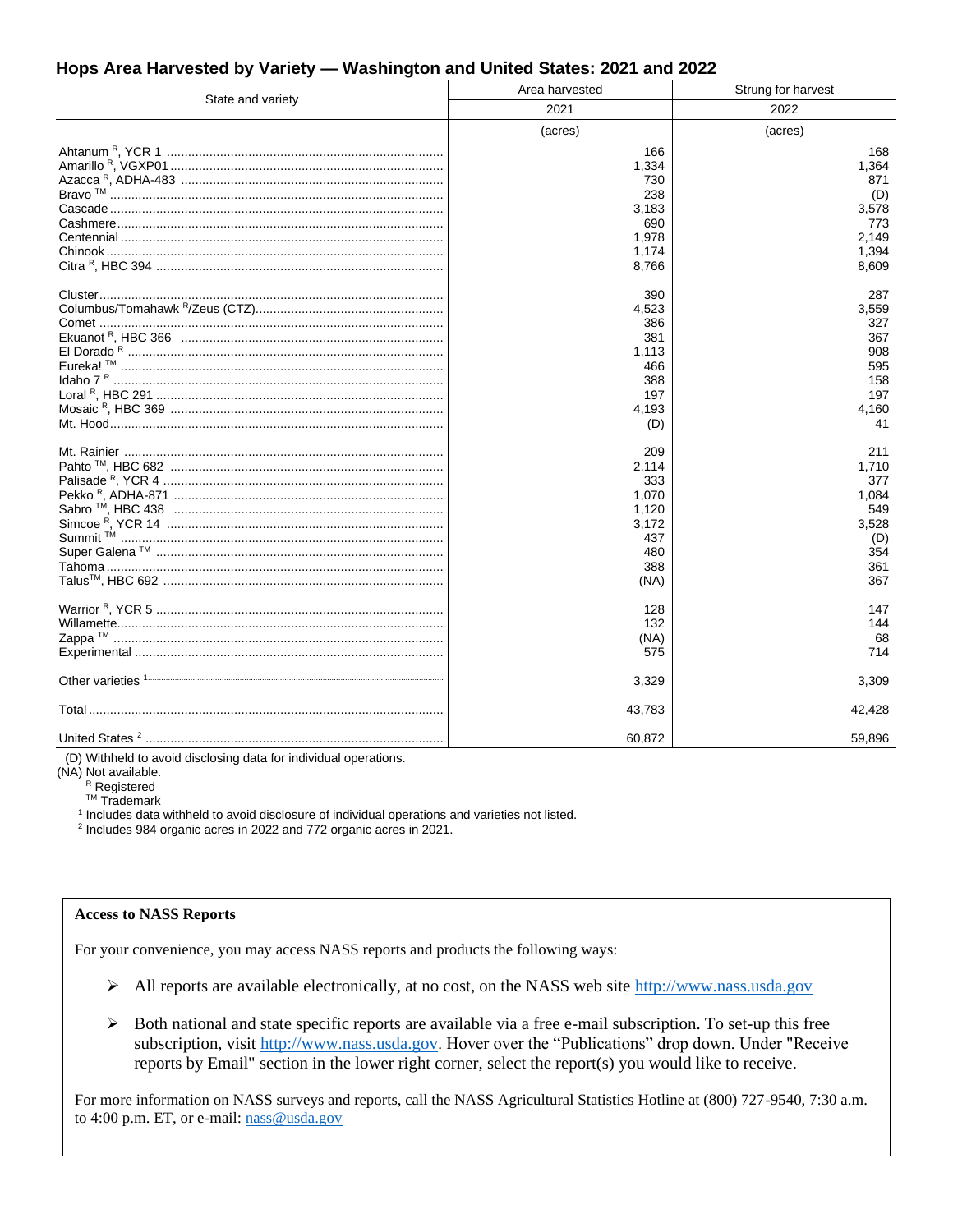## Hops Area Harvested by Variety — Washington and United States: 2021 and 2022

| State and variety | Area harvested | Strung for harvest |
|---|---|---|
| | 2021 | 2022 |
| | (acres) | (acres) |
| Ahtanum R, YCR 1 | 166 | 168 |
| Amarillo R, VGXP01 | 1,334 | 1,364 |
| Azacca R, ADHA-483 | 730 | 871 |
| Bravo TM | 238 | (D) |
| Cascade | 3,183 | 3,578 |
| Cashmere | 690 | 773 |
| Centennial | 1,978 | 2,149 |
| Chinook | 1,174 | 1,394 |
| Citra R, HBC 394 | 8,766 | 8,609 |
| | | |
| Cluster | 390 | 287 |
| Columbus/Tomahawk R/Zeus (CTZ) | 4,523 | 3,559 |
| Comet | 386 | 327 |
| Ekuanot R, HBC 366 | 381 | 367 |
| El Dorado R | 1,113 | 908 |
| Eureka! TM | 466 | 595 |
| Idaho 7 R | 388 | 158 |
| Loral R, HBC 291 | 197 | 197 |
| Mosaic R, HBC 369 | 4,193 | 4,160 |
| Mt. Hood | (D) | 41 |
| | | |
| Mt. Rainier | 209 | 211 |
| Pahto TM, HBC 682 | 2,114 | 1,710 |
| Palisade R, YCR 4 | 333 | 377 |
| Pekko R, ADHA-871 | 1,070 | 1,084 |
| Sabro TM, HBC 438 | 1,120 | 549 |
| Simcoe R, YCR 14 | 3,172 | 3,528 |
| Summit TM | 437 | (D) |
| Super Galena TM | 480 | 354 |
| Tahoma | 388 | 361 |
| TalusTM, HBC 692 | (NA) | 367 |
| | | |
| Warrior R, YCR 5 | 128 | 147 |
| Willamette | 132 | 144 |
| Zappa TM | (NA) | 68 |
| Experimental | 575 | 714 |
| | | |
| Other varieties [1] | 3,329 | 3,309 |
| | | |
| Total | 43,783 | 42,428 |
| | | |
| United States [2] | 60,872 | 59,896 |

(D) Withheld to avoid disclosing data for individual operations.
(NA) Not available.
R Registered
TM Trademark
[1] Includes data withheld to avoid disclosure of individual operations and varieties not listed.
[2] Includes 984 organic acres in 2022 and 772 organic acres in 2021.

**Access to NASS Reports**

For your convenience, you may access NASS reports and products the following ways:

- All reports are available electronically, at no cost, on the NASS web site http://www.nass.usda.gov
- Both national and state specific reports are available via a free e-mail subscription. To set-up this free subscription, visit http://www.nass.usda.gov. Hover over the "Publications" drop down. Under "Receive reports by Email" section in the lower right corner, select the report(s) you would like to receive.

For more information on NASS surveys and reports, call the NASS Agricultural Statistics Hotline at (800) 727-9540, 7:30 a.m. to 4:00 p.m. ET, or e-mail: nass@usda.gov